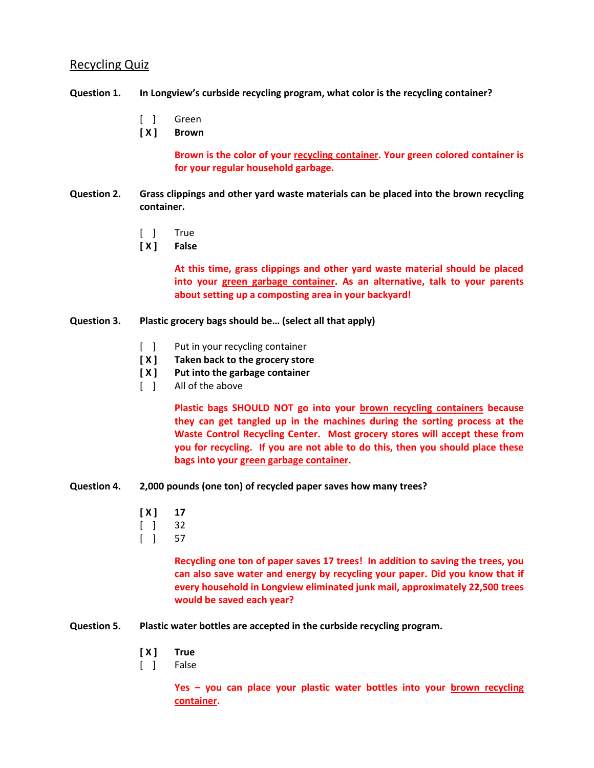## Recycling Quiz

**Question 1.** **In Longview's curbside recycling program, what color is the recycling container?**

[ ] Green
**[ X ] Brown**

**Brown is the color of your <u>recycling container</u>. Your green colored container is for your regular household garbage.**

**Question 2.** **Grass clippings and other yard waste materials can be placed into the brown recycling container.**

[ ] True
**[ X ] False**

**At this time, grass clippings and other yard waste material should be placed into your <u>green garbage container</u>. As an alternative, talk to your parents about setting up a composting area in your backyard!**

**Question 3.** **Plastic grocery bags should be… (select all that apply)**

[ ] Put in your recycling container
**[ X ] Taken back to the grocery store**
**[ X ] Put into the garbage container**
[ ] All of the above

**Plastic bags SHOULD NOT go into your <u>brown recycling containers</u> because they can get tangled up in the machines during the sorting process at the Waste Control Recycling Center. Most grocery stores will accept these from you for recycling. If you are not able to do this, then you should place these bags into your <u>green garbage container</u>.**

**Question 4.** **2,000 pounds (one ton) of recycled paper saves how many trees?**

**[ X ] 17**
[ ] 32
[ ] 57

**Recycling one ton of paper saves 17 trees! In addition to saving the trees, you can also save water and energy by recycling your paper. Did you know that if every household in Longview eliminated junk mail, approximately 22,500 trees would be saved each year?**

**Question 5.** **Plastic water bottles are accepted in the curbside recycling program.**

**[ X ] True**
[ ] False

**Yes – you can place your plastic water bottles into your <u>brown recycling container</u>.**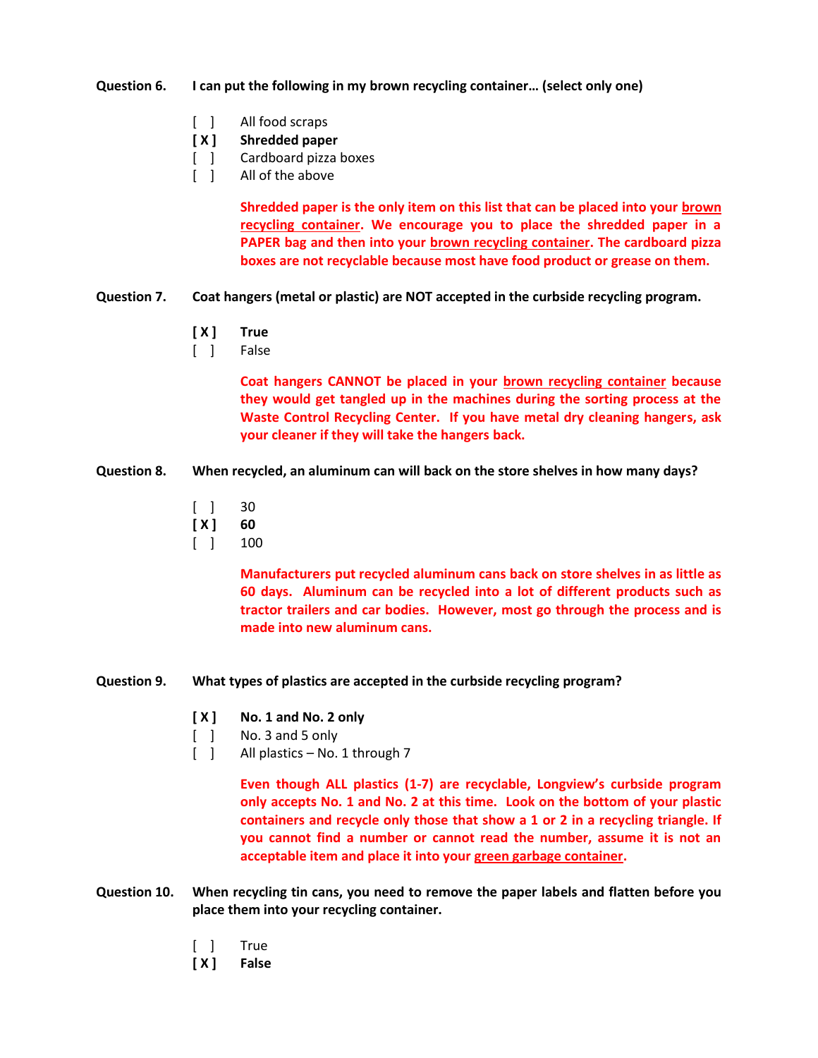**Question 6.** **I can put the following in my brown recycling container… (select only one)**

[ ] All food scraps
**[ X ] Shredded paper**
[ ] Cardboard pizza boxes
[ ] All of the above

**Shredded paper is the only item on this list that can be placed into your brown recycling container. We encourage you to place the shredded paper in a PAPER bag and then into your brown recycling container. The cardboard pizza boxes are not recyclable because most have food product or grease on them.**

**Question 7.** **Coat hangers (metal or plastic) are NOT accepted in the curbside recycling program.**

**[ X ] True**
[ ] False

**Coat hangers CANNOT be placed in your brown recycling container because they would get tangled up in the machines during the sorting process at the Waste Control Recycling Center. If you have metal dry cleaning hangers, ask your cleaner if they will take the hangers back.**

**Question 8.** **When recycled, an aluminum can will back on the store shelves in how many days?**

[ ] 30
**[ X ] 60**
[ ] 100

**Manufacturers put recycled aluminum cans back on store shelves in as little as 60 days. Aluminum can be recycled into a lot of different products such as tractor trailers and car bodies. However, most go through the process and is made into new aluminum cans.**

**Question 9.** **What types of plastics are accepted in the curbside recycling program?**

**[ X ] No. 1 and No. 2 only**
[ ] No. 3 and 5 only
[ ] All plastics – No. 1 through 7

**Even though ALL plastics (1-7) are recyclable, Longview's curbside program only accepts No. 1 and No. 2 at this time. Look on the bottom of your plastic containers and recycle only those that show a 1 or 2 in a recycling triangle. If you cannot find a number or cannot read the number, assume it is not an acceptable item and place it into your green garbage container.**

**Question 10.** **When recycling tin cans, you need to remove the paper labels and flatten before you place them into your recycling container.**

[ ] True
**[ X ] False**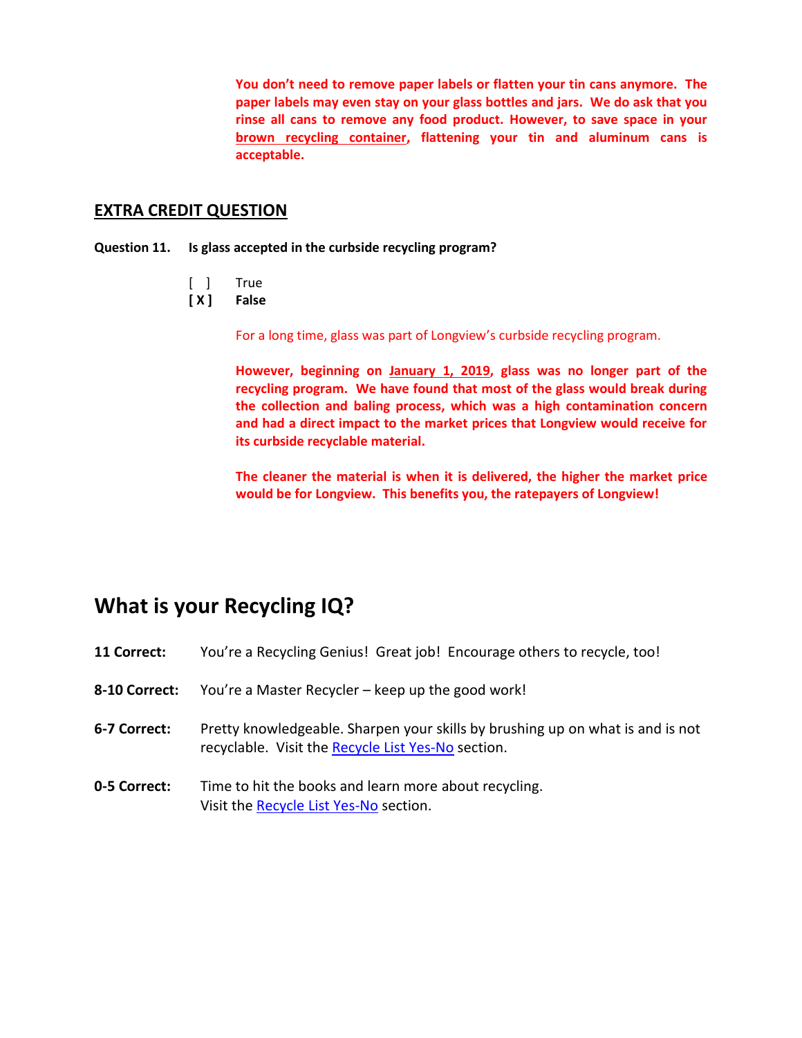**You don't need to remove paper labels or flatten your tin cans anymore. The paper labels may even stay on your glass bottles and jars. We do ask that you rinse all cans to remove any food product. However, to save space in your brown recycling container, flattening your tin and aluminum cans is acceptable.**

## EXTRA CREDIT QUESTION

**Question 11. Is glass accepted in the curbside recycling program?**

[ ] True
**[ X ] False**

For a long time, glass was part of Longview's curbside recycling program.

**However, beginning on January 1, 2019, glass was no longer part of the recycling program. We have found that most of the glass would break during the collection and baling process, which was a high contamination concern and had a direct impact to the market prices that Longview would receive for its curbside recyclable material.**

**The cleaner the material is when it is delivered, the higher the market price would be for Longview. This benefits you, the ratepayers of Longview!**

# What is your Recycling IQ?

**11 Correct:** You're a Recycling Genius! Great job! Encourage others to recycle, too!

**8-10 Correct:** You're a Master Recycler – keep up the good work!

**6-7 Correct:** Pretty knowledgeable. Sharpen your skills by brushing up on what is and is not recyclable. Visit the Recycle List Yes-No section.

**0-5 Correct:** Time to hit the books and learn more about recycling. Visit the Recycle List Yes-No section.